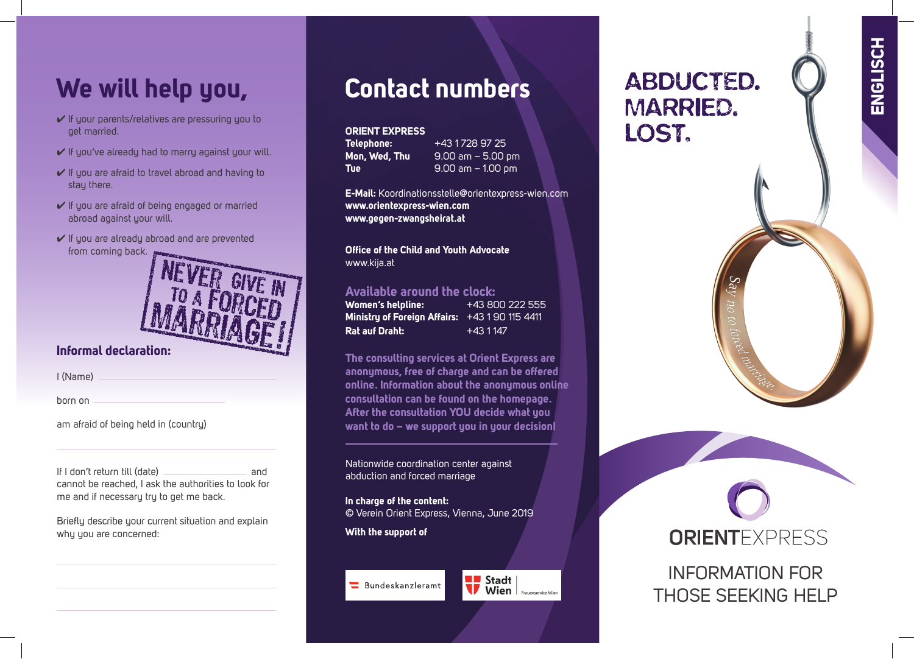## We will help you,

- ✔ If your parents/relatives are pressuring you to get married.
- ✔ If you've already had to marry against your will.
- ✔ If you are afraid to travel abroad and having to stay there.
- ✔ If you are afraid of being engaged or married abroad against your will.
- ✔ If you are already abroad and are prevented from coming back.

NEVER GIVE IN TO A FORCED MARRIAGE!

### Informal declaration:

I (Name) ______________________________

born on ______________________________

am afraid of being held in (country)

______________________________

If I don't return till (date) ______________________________ and cannot be reached, I ask the authorities to look for me and if necessary try to get me back.

Briefly describe your current situation and explain why you are concerned:

______________________________

______________________________

______________________________

## Contact numbers

**ORIENT EXPRESS**

| | |
|---|---|
| **Telephone:** | +43 1 728 97 25 |
| **Mon, Wed, Thu** | 9.00 am – 5.00 pm |
| **Tue** | 9.00 am – 1.00 pm |

**E-Mail:** Koordinationsstelle@orientexpress-wien.com
**www.orientexpress-wien.com**
**www.gegen-zwangsheirat.at**

**Office of the Child and Youth Advocate**
www.kija.at

### Available around the clock:

| | |
|---|---|
| **Women's helpline:** | +43 800 222 555 |
| **Ministry of Foreign Affairs:** | +43 1 90 115 4411 |
| **Rat auf Draht:** | +43 1 147 |

**The consulting services at Orient Express are anonymous, free of charge and can be offered online. Information about the anonymous online consultation can be found on the homepage. After the consultation YOU decide what you want to do – we support you in your decision!**

Nationwide coordination center against abduction and forced marriage

**In charge of the content:**
© Verein Orient Express, Vienna, June 2019

**With the support of**

Bundeskanzleramt
Stadt Wien Frauenservice Wien

# ABDUCTED. MARRIED. LOST.

ENGLISCH

*Say no to forced marriage*

ORIENTEXPRESS

INFORMATION FOR THOSE SEEKING HELP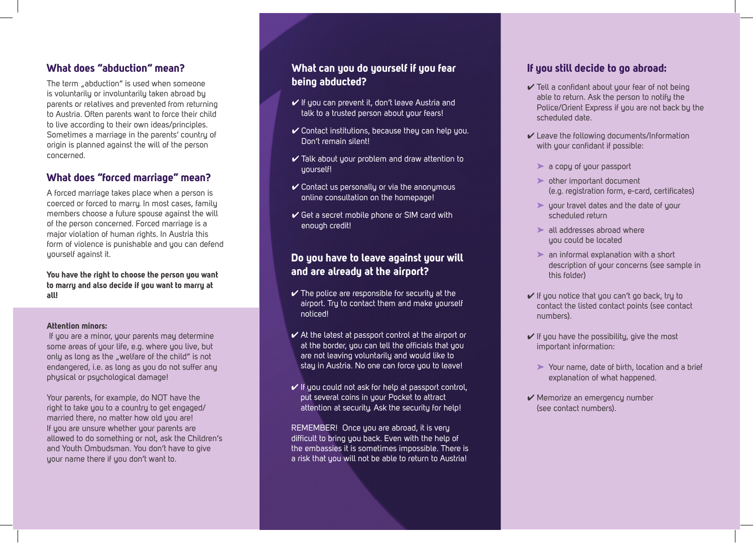## What does "abduction" mean?

The term „abduction" is used when someone is voluntarily or involuntarily taken abroad by parents or relatives and prevented from returning to Austria. Often parents want to force their child to live according to their own ideas/principles. Sometimes a marriage in the parents' country of origin is planned against the will of the person concerned.

## What does "forced marriage" mean?

A forced marriage takes place when a person is coerced or forced to marry. In most cases, family members choose a future spouse against the will of the person concerned. Forced marriage is a major violation of human rights. In Austria this form of violence is punishable and you can defend yourself against it.

**You have the right to choose the person you want to marry and also decide if you want to marry at all!**

**Attention minors:**
If you are a minor, your parents may determine some areas of your life, e.g. where you live, but only as long as the „welfare of the child" is not endangered, i.e. as long as you do not suffer any physical or psychological damage!

Your parents, for example, do NOT have the right to take you to a country to get engaged/ married there, no matter how old you are!
If you are unsure whether your parents are allowed to do something or not, ask the Children's and Youth Ombudsman. You don't have to give your name there if you don't want to.

## What can you do yourself if you fear being abducted?

- ✔ If you can prevent it, don't leave Austria and talk to a trusted person about your fears!
- ✔ Contact institutions, because they can help you. Don't remain silent!
- ✔ Talk about your problem and draw attention to yourself!
- ✔ Contact us personally or via the anonymous online consultation on the homepage!
- ✔ Get a secret mobile phone or SIM card with enough credit!

## Do you have to leave against your will and are already at the airport?

- ✔ The police are responsible for security at the airport. Try to contact them and make yourself noticed!
- ✔ At the latest at passport control at the airport or at the border, you can tell the officials that you are not leaving voluntarily and would like to stay in Austria. No one can force you to leave!
- ✔ If you could not ask for help at passport control, put several coins in your Pocket to attract attention at security. Ask the security for help!

REMEMBER! Once you are abroad, it is very difficult to bring you back. Even with the help of the embassies it is sometimes impossible. There is a risk that you will not be able to return to Austria!

## If you still decide to go abroad:

- ✔ Tell a confidant about your fear of not being able to return. Ask the person to notify the Police/Orient Express if you are not back by the scheduled date.
- ✔ Leave the following documents/Information with your confidant if possible:
  - ➤ a copy of your passport
  - ➤ other important document (e.g. registration form, e-card, certificates)
  - ➤ your travel dates and the date of your scheduled return
  - ➤ all addresses abroad where you could be located
  - ➤ an informal explanation with a short description of your concerns (see sample in this folder)
- ✔ If you notice that you can't go back, try to contact the listed contact points (see contact numbers).
- ✔ If you have the possibility, give the most important information:
  - ➤ Your name, date of birth, location and a brief explanation of what happened.
- ✔ Memorize an emergency number (see contact numbers).